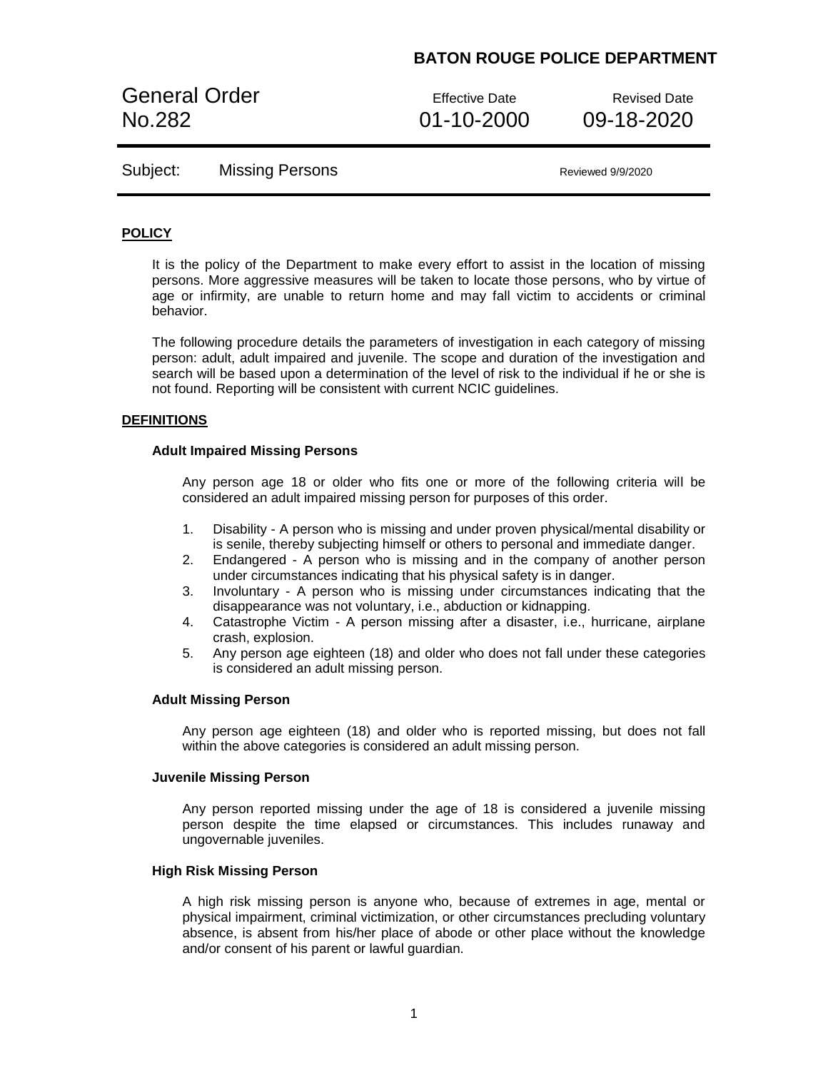**BATON ROUGE POLICE DEPARTMENT**

| General Order No.282 | Effective Date 01-10-2000 | Revised Date 09-18-2020 |
|---|---|---|

| Subject: | Missing Persons | Reviewed 9/9/2020 |
|---|---|---|

## POLICY

It is the policy of the Department to make every effort to assist in the location of missing persons. More aggressive measures will be taken to locate those persons, who by virtue of age or infirmity, are unable to return home and may fall victim to accidents or criminal behavior.

The following procedure details the parameters of investigation in each category of missing person: adult, adult impaired and juvenile. The scope and duration of the investigation and search will be based upon a determination of the level of risk to the individual if he or she is not found. Reporting will be consistent with current NCIC guidelines.

## DEFINITIONS

### Adult Impaired Missing Persons

Any person age 18 or older who fits one or more of the following criteria will be considered an adult impaired missing person for purposes of this order.

1. Disability - A person who is missing and under proven physical/mental disability or is senile, thereby subjecting himself or others to personal and immediate danger.
2. Endangered - A person who is missing and in the company of another person under circumstances indicating that his physical safety is in danger.
3. Involuntary - A person who is missing under circumstances indicating that the disappearance was not voluntary, i.e., abduction or kidnapping.
4. Catastrophe Victim - A person missing after a disaster, i.e., hurricane, airplane crash, explosion.
5. Any person age eighteen (18) and older who does not fall under these categories is considered an adult missing person.

### Adult Missing Person

Any person age eighteen (18) and older who is reported missing, but does not fall within the above categories is considered an adult missing person.

### Juvenile Missing Person

Any person reported missing under the age of 18 is considered a juvenile missing person despite the time elapsed or circumstances. This includes runaway and ungovernable juveniles.

### High Risk Missing Person

A high risk missing person is anyone who, because of extremes in age, mental or physical impairment, criminal victimization, or other circumstances precluding voluntary absence, is absent from his/her place of abode or other place without the knowledge and/or consent of his parent or lawful guardian.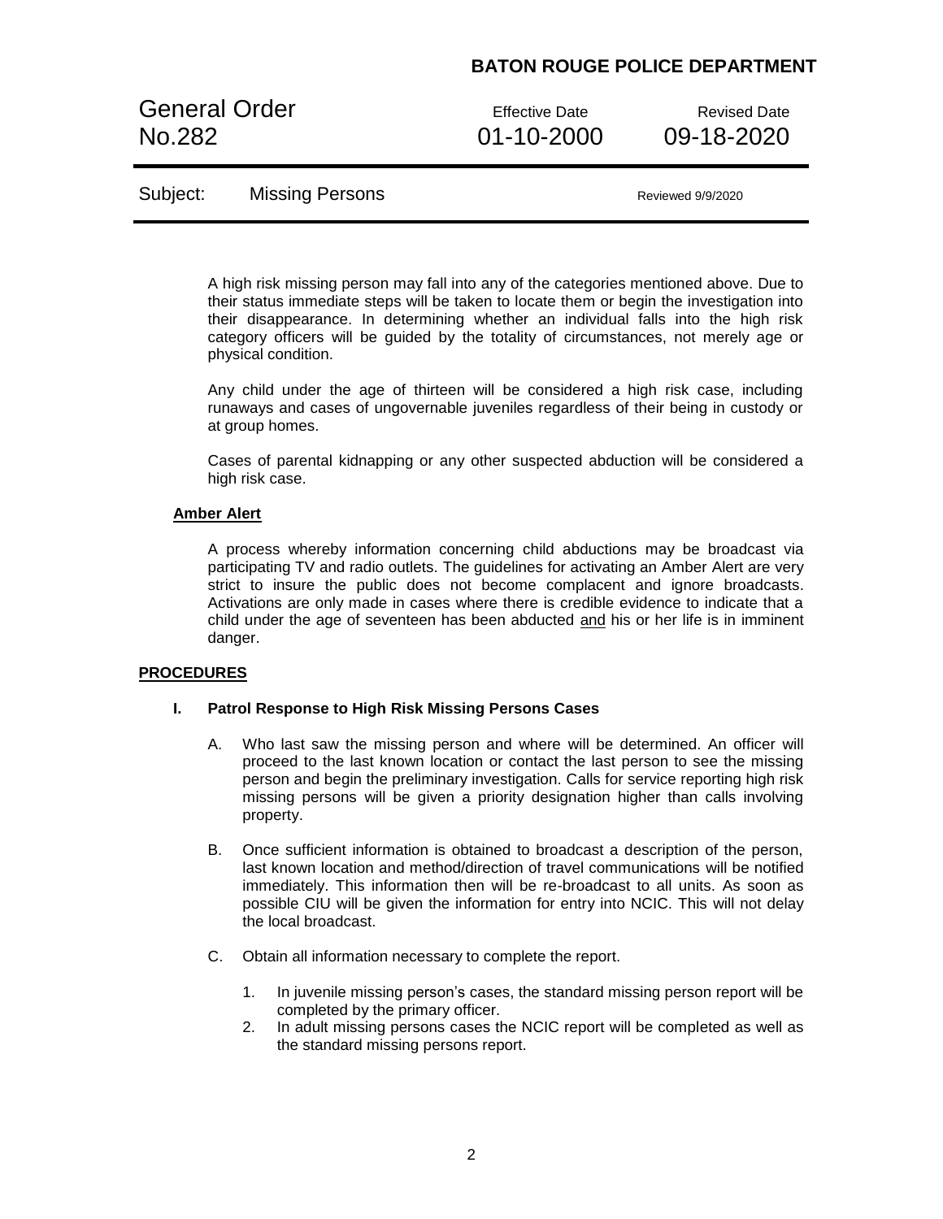A high risk missing person may fall into any of the categories mentioned above. Due to their status immediate steps will be taken to locate them or begin the investigation into their disappearance. In determining whether an individual falls into the high risk category officers will be guided by the totality of circumstances, not merely age or physical condition.

Any child under the age of thirteen will be considered a high risk case, including runaways and cases of ungovernable juveniles regardless of their being in custody or at group homes.

Cases of parental kidnapping or any other suspected abduction will be considered a high risk case.

**Amber Alert**

A process whereby information concerning child abductions may be broadcast via participating TV and radio outlets. The guidelines for activating an Amber Alert are very strict to insure the public does not become complacent and ignore broadcasts. Activations are only made in cases where there is credible evidence to indicate that a child under the age of seventeen has been abducted and his or her life is in imminent danger.

## PROCEDURES

### I. Patrol Response to High Risk Missing Persons Cases

A. Who last saw the missing person and where will be determined. An officer will proceed to the last known location or contact the last person to see the missing person and begin the preliminary investigation. Calls for service reporting high risk missing persons will be given a priority designation higher than calls involving property.

B. Once sufficient information is obtained to broadcast a description of the person, last known location and method/direction of travel communications will be notified immediately. This information then will be re-broadcast to all units. As soon as possible CIU will be given the information for entry into NCIC. This will not delay the local broadcast.

C. Obtain all information necessary to complete the report.

1. In juvenile missing person's cases, the standard missing person report will be completed by the primary officer.
2. In adult missing persons cases the NCIC report will be completed as well as the standard missing persons report.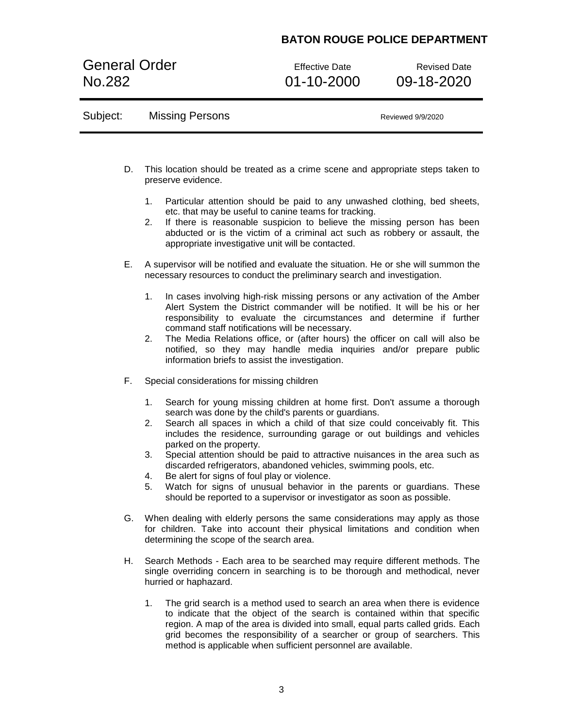D. This location should be treated as a crime scene and appropriate steps taken to preserve evidence.

   1. Particular attention should be paid to any unwashed clothing, bed sheets, etc. that may be useful to canine teams for tracking.
   2. If there is reasonable suspicion to believe the missing person has been abducted or is the victim of a criminal act such as robbery or assault, the appropriate investigative unit will be contacted.

E. A supervisor will be notified and evaluate the situation. He or she will summon the necessary resources to conduct the preliminary search and investigation.

   1. In cases involving high-risk missing persons or any activation of the Amber Alert System the District commander will be notified. It will be his or her responsibility to evaluate the circumstances and determine if further command staff notifications will be necessary.
   2. The Media Relations office, or (after hours) the officer on call will also be notified, so they may handle media inquiries and/or prepare public information briefs to assist the investigation.

F. Special considerations for missing children

   1. Search for young missing children at home first. Don't assume a thorough search was done by the child's parents or guardians.
   2. Search all spaces in which a child of that size could conceivably fit. This includes the residence, surrounding garage or out buildings and vehicles parked on the property.
   3. Special attention should be paid to attractive nuisances in the area such as discarded refrigerators, abandoned vehicles, swimming pools, etc.
   4. Be alert for signs of foul play or violence.
   5. Watch for signs of unusual behavior in the parents or guardians. These should be reported to a supervisor or investigator as soon as possible.

G. When dealing with elderly persons the same considerations may apply as those for children. Take into account their physical limitations and condition when determining the scope of the search area.

H. Search Methods - Each area to be searched may require different methods. The single overriding concern in searching is to be thorough and methodical, never hurried or haphazard.

   1. The grid search is a method used to search an area when there is evidence to indicate that the object of the search is contained within that specific region. A map of the area is divided into small, equal parts called grids. Each grid becomes the responsibility of a searcher or group of searchers. This method is applicable when sufficient personnel are available.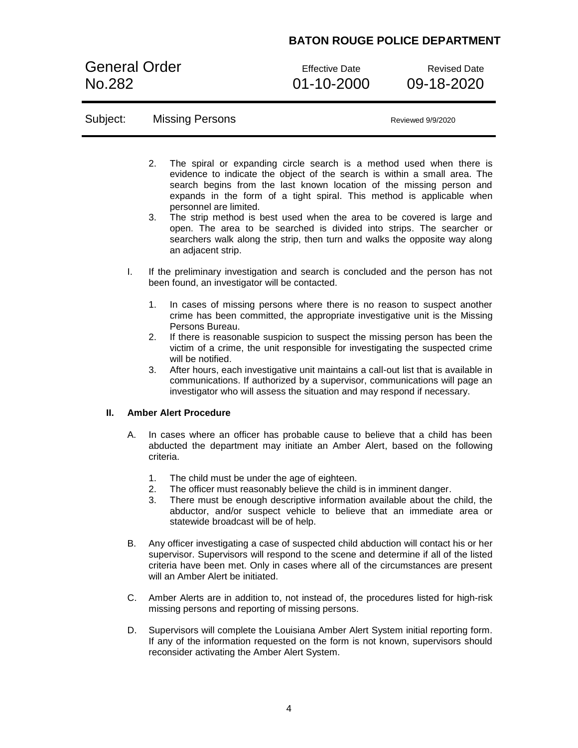2. The spiral or expanding circle search is a method used when there is evidence to indicate the object of the search is within a small area. The search begins from the last known location of the missing person and expands in the form of a tight spiral. This method is applicable when personnel are limited.
3. The strip method is best used when the area to be covered is large and open. The area to be searched is divided into strips. The searcher or searchers walk along the strip, then turn and walks the opposite way along an adjacent strip.

I. If the preliminary investigation and search is concluded and the person has not been found, an investigator will be contacted.

1. In cases of missing persons where there is no reason to suspect another crime has been committed, the appropriate investigative unit is the Missing Persons Bureau.
2. If there is reasonable suspicion to suspect the missing person has been the victim of a crime, the unit responsible for investigating the suspected crime will be notified.
3. After hours, each investigative unit maintains a call-out list that is available in communications. If authorized by a supervisor, communications will page an investigator who will assess the situation and may respond if necessary.

## II. Amber Alert Procedure

A. In cases where an officer has probable cause to believe that a child has been abducted the department may initiate an Amber Alert, based on the following criteria.

1. The child must be under the age of eighteen.
2. The officer must reasonably believe the child is in imminent danger.
3. There must be enough descriptive information available about the child, the abductor, and/or suspect vehicle to believe that an immediate area or statewide broadcast will be of help.

B. Any officer investigating a case of suspected child abduction will contact his or her supervisor. Supervisors will respond to the scene and determine if all of the listed criteria have been met. Only in cases where all of the circumstances are present will an Amber Alert be initiated.

C. Amber Alerts are in addition to, not instead of, the procedures listed for high-risk missing persons and reporting of missing persons.

D. Supervisors will complete the Louisiana Amber Alert System initial reporting form. If any of the information requested on the form is not known, supervisors should reconsider activating the Amber Alert System.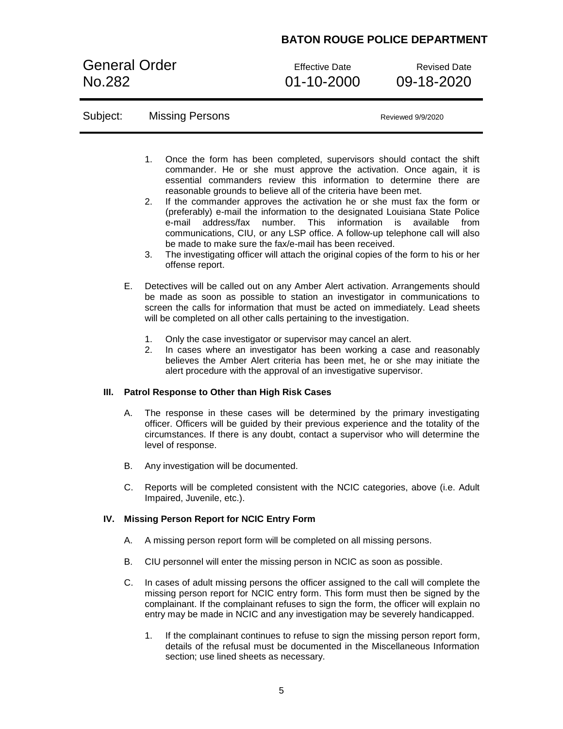1. Once the form has been completed, supervisors should contact the shift commander. He or she must approve the activation. Once again, it is essential commanders review this information to determine there are reasonable grounds to believe all of the criteria have been met.
2. If the commander approves the activation he or she must fax the form or (preferably) e-mail the information to the designated Louisiana State Police e-mail address/fax number. This information is available from communications, CIU, or any LSP office. A follow-up telephone call will also be made to make sure the fax/e-mail has been received.
3. The investigating officer will attach the original copies of the form to his or her offense report.

E. Detectives will be called out on any Amber Alert activation. Arrangements should be made as soon as possible to station an investigator in communications to screen the calls for information that must be acted on immediately. Lead sheets will be completed on all other calls pertaining to the investigation.

1. Only the case investigator or supervisor may cancel an alert.
2. In cases where an investigator has been working a case and reasonably believes the Amber Alert criteria has been met, he or she may initiate the alert procedure with the approval of an investigative supervisor.

**III. Patrol Response to Other than High Risk Cases**

A. The response in these cases will be determined by the primary investigating officer. Officers will be guided by their previous experience and the totality of the circumstances. If there is any doubt, contact a supervisor who will determine the level of response.

B. Any investigation will be documented.

C. Reports will be completed consistent with the NCIC categories, above (i.e. Adult Impaired, Juvenile, etc.).

**IV. Missing Person Report for NCIC Entry Form**

A. A missing person report form will be completed on all missing persons.

B. CIU personnel will enter the missing person in NCIC as soon as possible.

C. In cases of adult missing persons the officer assigned to the call will complete the missing person report for NCIC entry form. This form must then be signed by the complainant. If the complainant refuses to sign the form, the officer will explain no entry may be made in NCIC and any investigation may be severely handicapped.

1. If the complainant continues to refuse to sign the missing person report form, details of the refusal must be documented in the Miscellaneous Information section; use lined sheets as necessary.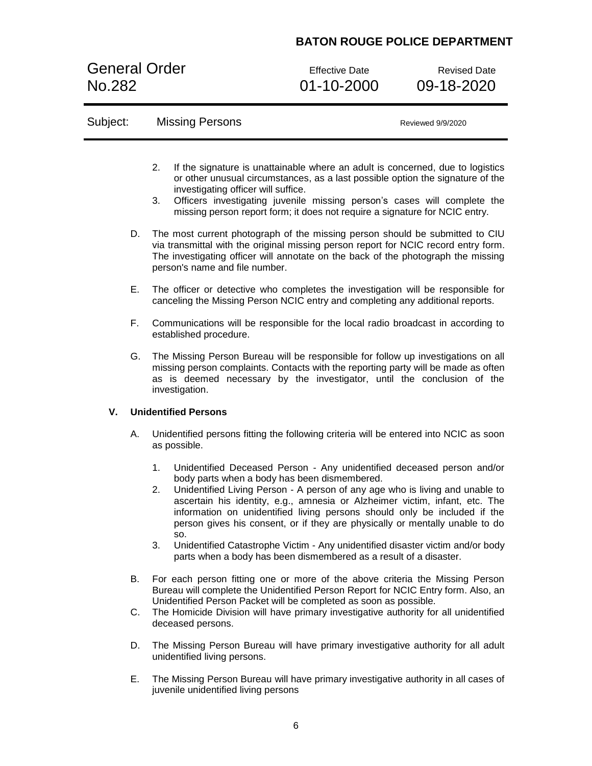2. If the signature is unattainable where an adult is concerned, due to logistics or other unusual circumstances, as a last possible option the signature of the investigating officer will suffice.
3. Officers investigating juvenile missing person's cases will complete the missing person report form; it does not require a signature for NCIC entry.

D. The most current photograph of the missing person should be submitted to CIU via transmittal with the original missing person report for NCIC record entry form. The investigating officer will annotate on the back of the photograph the missing person's name and file number.

E. The officer or detective who completes the investigation will be responsible for canceling the Missing Person NCIC entry and completing any additional reports.

F. Communications will be responsible for the local radio broadcast in according to established procedure.

G. The Missing Person Bureau will be responsible for follow up investigations on all missing person complaints. Contacts with the reporting party will be made as often as is deemed necessary by the investigator, until the conclusion of the investigation.

## V. Unidentified Persons

A. Unidentified persons fitting the following criteria will be entered into NCIC as soon as possible.

1. Unidentified Deceased Person - Any unidentified deceased person and/or body parts when a body has been dismembered.
2. Unidentified Living Person - A person of any age who is living and unable to ascertain his identity, e.g., amnesia or Alzheimer victim, infant, etc. The information on unidentified living persons should only be included if the person gives his consent, or if they are physically or mentally unable to do so.
3. Unidentified Catastrophe Victim - Any unidentified disaster victim and/or body parts when a body has been dismembered as a result of a disaster.

B. For each person fitting one or more of the above criteria the Missing Person Bureau will complete the Unidentified Person Report for NCIC Entry form. Also, an Unidentified Person Packet will be completed as soon as possible.

C. The Homicide Division will have primary investigative authority for all unidentified deceased persons.

D. The Missing Person Bureau will have primary investigative authority for all adult unidentified living persons.

E. The Missing Person Bureau will have primary investigative authority in all cases of juvenile unidentified living persons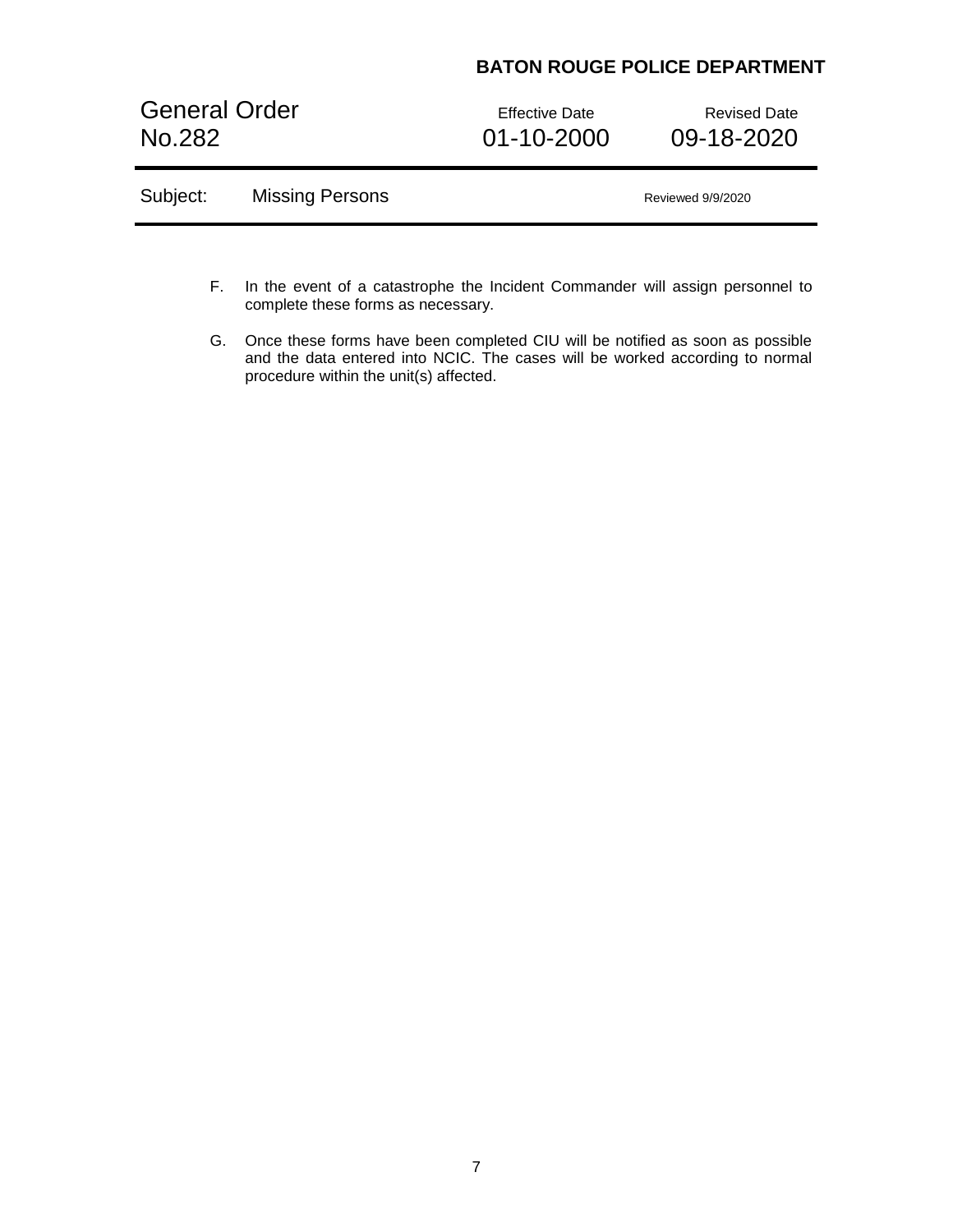F. In the event of a catastrophe the Incident Commander will assign personnel to complete these forms as necessary.

G. Once these forms have been completed CIU will be notified as soon as possible and the data entered into NCIC. The cases will be worked according to normal procedure within the unit(s) affected.